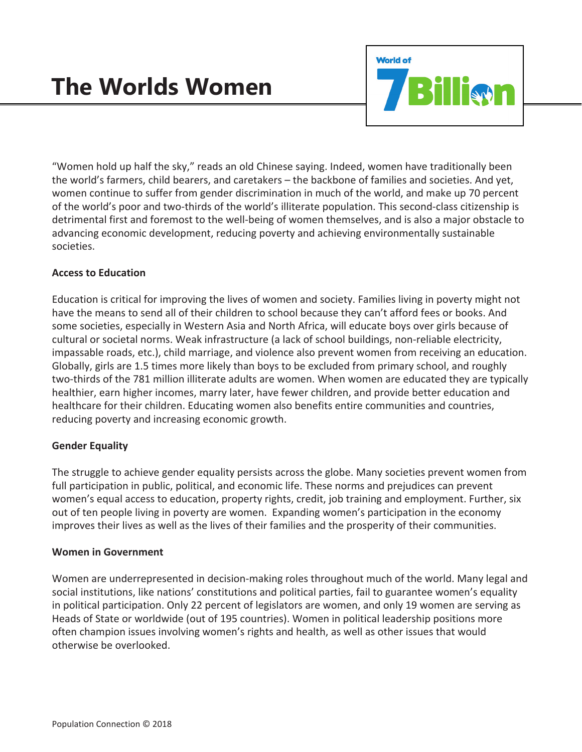# The Worlds Women

World of 7 Billion

"Women hold up half the sky," reads an old Chinese saying. Indeed, women have traditionally been the world's farmers, child bearers, and caretakers – the backbone of families and societies. And yet, women continue to suffer from gender discrimination in much of the world, and make up 70 percent of the world's poor and two-thirds of the world's illiterate population. This second-class citizenship is detrimental first and foremost to the well-being of women themselves, and is also a major obstacle to advancing economic development, reducing poverty and achieving environmentally sustainable societies.

**Access to Education**

Education is critical for improving the lives of women and society. Families living in poverty might not have the means to send all of their children to school because they can't afford fees or books. And some societies, especially in Western Asia and North Africa, will educate boys over girls because of cultural or societal norms. Weak infrastructure (a lack of school buildings, non-reliable electricity, impassable roads, etc.), child marriage, and violence also prevent women from receiving an education. Globally, girls are 1.5 times more likely than boys to be excluded from primary school, and roughly two-thirds of the 781 million illiterate adults are women. When women are educated they are typically healthier, earn higher incomes, marry later, have fewer children, and provide better education and healthcare for their children. Educating women also benefits entire communities and countries, reducing poverty and increasing economic growth.

**Gender Equality**

The struggle to achieve gender equality persists across the globe. Many societies prevent women from full participation in public, political, and economic life. These norms and prejudices can prevent women's equal access to education, property rights, credit, job training and employment. Further, six out of ten people living in poverty are women. Expanding women's participation in the economy improves their lives as well as the lives of their families and the prosperity of their communities.

**Women in Government**

Women are underrepresented in decision-making roles throughout much of the world. Many legal and social institutions, like nations' constitutions and political parties, fail to guarantee women's equality in political participation. Only 22 percent of legislators are women, and only 19 women are serving as Heads of State or worldwide (out of 195 countries). Women in political leadership positions more often champion issues involving women's rights and health, as well as other issues that would otherwise be overlooked.

Population Connection © 2018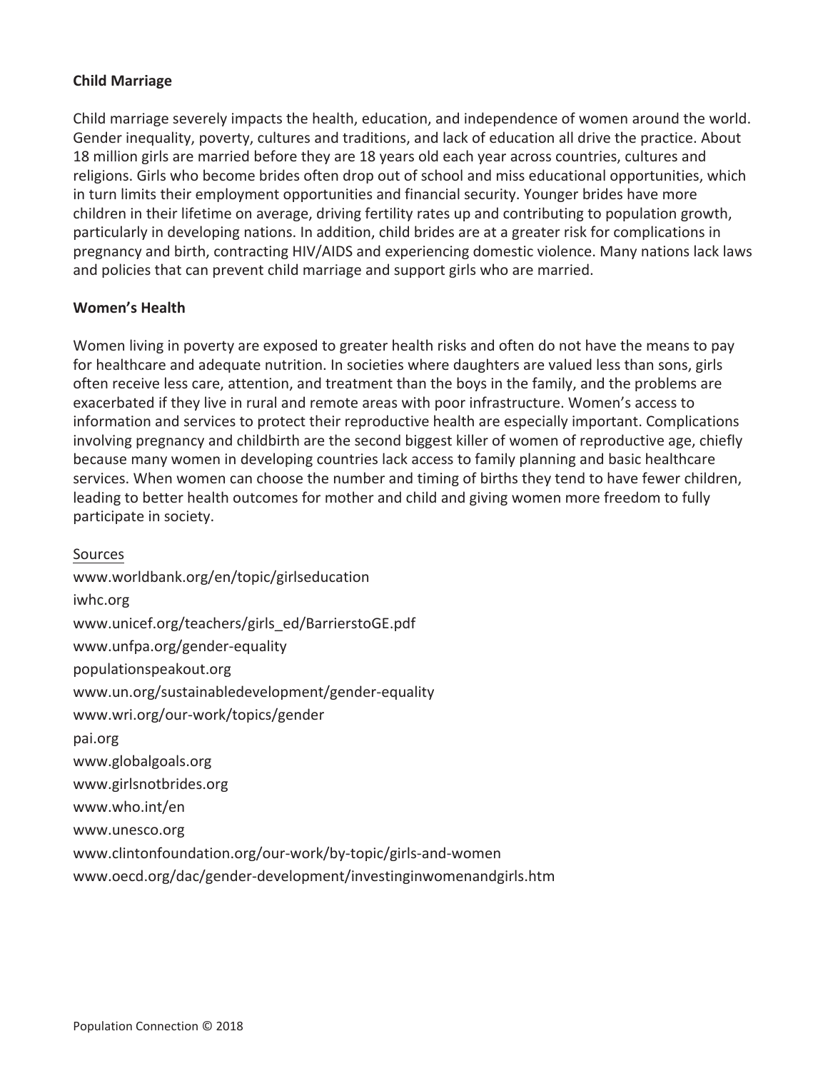**Child Marriage**

Child marriage severely impacts the health, education, and independence of women around the world. Gender inequality, poverty, cultures and traditions, and lack of education all drive the practice. About 18 million girls are married before they are 18 years old each year across countries, cultures and religions. Girls who become brides often drop out of school and miss educational opportunities, which in turn limits their employment opportunities and financial security. Younger brides have more children in their lifetime on average, driving fertility rates up and contributing to population growth, particularly in developing nations. In addition, child brides are at a greater risk for complications in pregnancy and birth, contracting HIV/AIDS and experiencing domestic violence. Many nations lack laws and policies that can prevent child marriage and support girls who are married.

**Women's Health**

Women living in poverty are exposed to greater health risks and often do not have the means to pay for healthcare and adequate nutrition. In societies where daughters are valued less than sons, girls often receive less care, attention, and treatment than the boys in the family, and the problems are exacerbated if they live in rural and remote areas with poor infrastructure. Women's access to information and services to protect their reproductive health are especially important. Complications involving pregnancy and childbirth are the second biggest killer of women of reproductive age, chiefly because many women in developing countries lack access to family planning and basic healthcare services. When women can choose the number and timing of births they tend to have fewer children, leading to better health outcomes for mother and child and giving women more freedom to fully participate in society.

Sources

www.worldbank.org/en/topic/girlseducation

iwhc.org

www.unicef.org/teachers/girls_ed/BarrierstoGE.pdf

www.unfpa.org/gender-equality

populationspeakout.org

www.un.org/sustainabledevelopment/gender-equality

www.wri.org/our-work/topics/gender

pai.org

www.globalgoals.org

www.girlsnotbrides.org

www.who.int/en

www.unesco.org

www.clintonfoundation.org/our-work/by-topic/girls-and-women

www.oecd.org/dac/gender-development/investinginwomenandgirls.htm

Population Connection © 2018